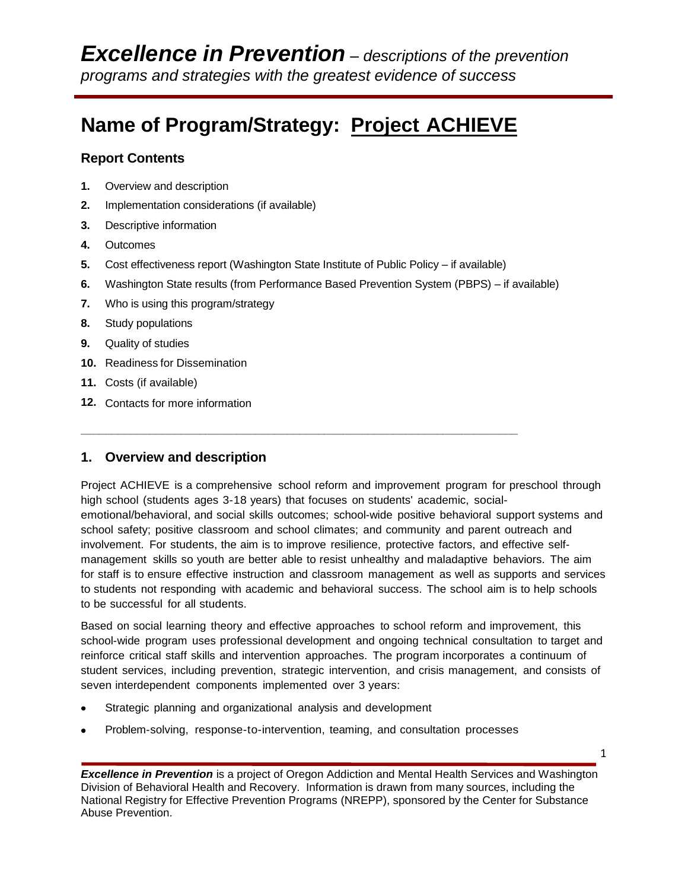# *Excellence in Prevention* – *descriptions of the prevention programs and strategies with the greatest evidence of success*

# Name of Program/Strategy: Project ACHIEVE

### Report Contents

1. Overview and description
2. Implementation considerations (if available)
3. Descriptive information
4. Outcomes
5. Cost effectiveness report (Washington State Institute of Public Policy – if available)
6. Washington State results (from Performance Based Prevention System (PBPS) – if available)
7. Who is using this program/strategy
8. Study populations
9. Quality of studies
10. Readiness for Dissemination
11. Costs (if available)
12. Contacts for more information

---

## 1. Overview and description

Project ACHIEVE is a comprehensive school reform and improvement program for preschool through high school (students ages 3-18 years) that focuses on students' academic, social-emotional/behavioral, and social skills outcomes; school-wide positive behavioral support systems and school safety; positive classroom and school climates; and community and parent outreach and involvement. For students, the aim is to improve resilience, protective factors, and effective self-management skills so youth are better able to resist unhealthy and maladaptive behaviors. The aim for staff is to ensure effective instruction and classroom management as well as supports and services to students not responding with academic and behavioral success. The school aim is to help schools to be successful for all students.

Based on social learning theory and effective approaches to school reform and improvement, this school-wide program uses professional development and ongoing technical consultation to target and reinforce critical staff skills and intervention approaches. The program incorporates a continuum of student services, including prevention, strategic intervention, and crisis management, and consists of seven interdependent components implemented over 3 years:

- Strategic planning and organizational analysis and development
- Problem-solving, response-to-intervention, teaming, and consultation processes

***Excellence in Prevention*** is a project of Oregon Addiction and Mental Health Services and Washington Division of Behavioral Health and Recovery. Information is drawn from many sources, including the National Registry for Effective Prevention Programs (NREPP), sponsored by the Center for Substance Abuse Prevention.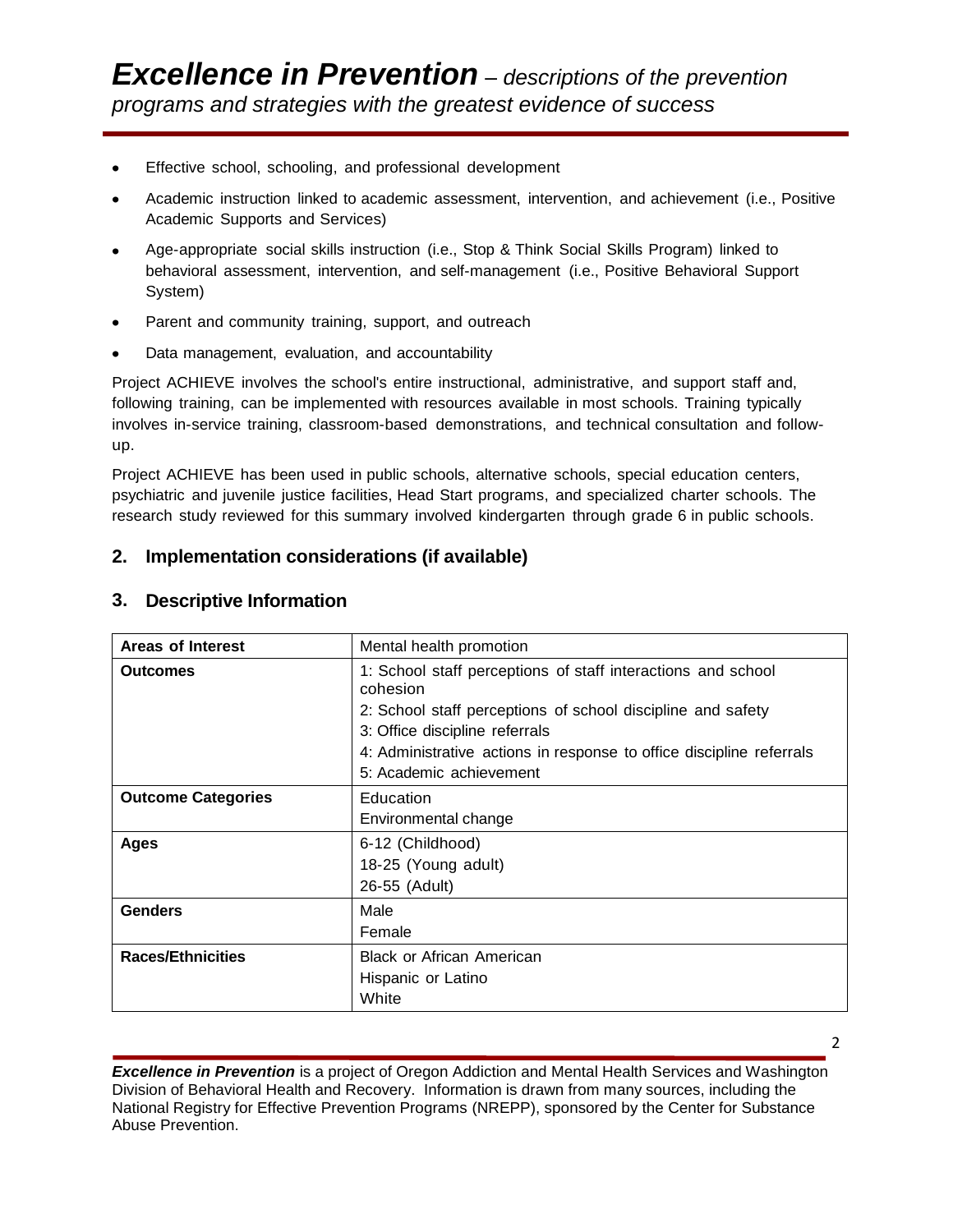- Effective school, schooling, and professional development
- Academic instruction linked to academic assessment, intervention, and achievement (i.e., Positive Academic Supports and Services)
- Age-appropriate social skills instruction (i.e., Stop & Think Social Skills Program) linked to behavioral assessment, intervention, and self-management (i.e., Positive Behavioral Support System)
- Parent and community training, support, and outreach
- Data management, evaluation, and accountability

Project ACHIEVE involves the school's entire instructional, administrative, and support staff and, following training, can be implemented with resources available in most schools. Training typically involves in-service training, classroom-based demonstrations, and technical consultation and follow-up.

Project ACHIEVE has been used in public schools, alternative schools, special education centers, psychiatric and juvenile justice facilities, Head Start programs, and specialized charter schools. The research study reviewed for this summary involved kindergarten through grade 6 in public schools.

## 2. Implementation considerations (if available)

## 3. Descriptive Information

| **Areas of Interest** | Mental health promotion |
|---|---|
| **Outcomes** | 1: School staff perceptions of staff interactions and school cohesion<br>2: School staff perceptions of school discipline and safety<br>3: Office discipline referrals<br>4: Administrative actions in response to office discipline referrals<br>5: Academic achievement |
| **Outcome Categories** | Education<br>Environmental change |
| **Ages** | 6-12 (Childhood)<br>18-25 (Young adult)<br>26-55 (Adult) |
| **Genders** | Male<br>Female |
| **Races/Ethnicities** | Black or African American<br>Hispanic or Latino<br>White |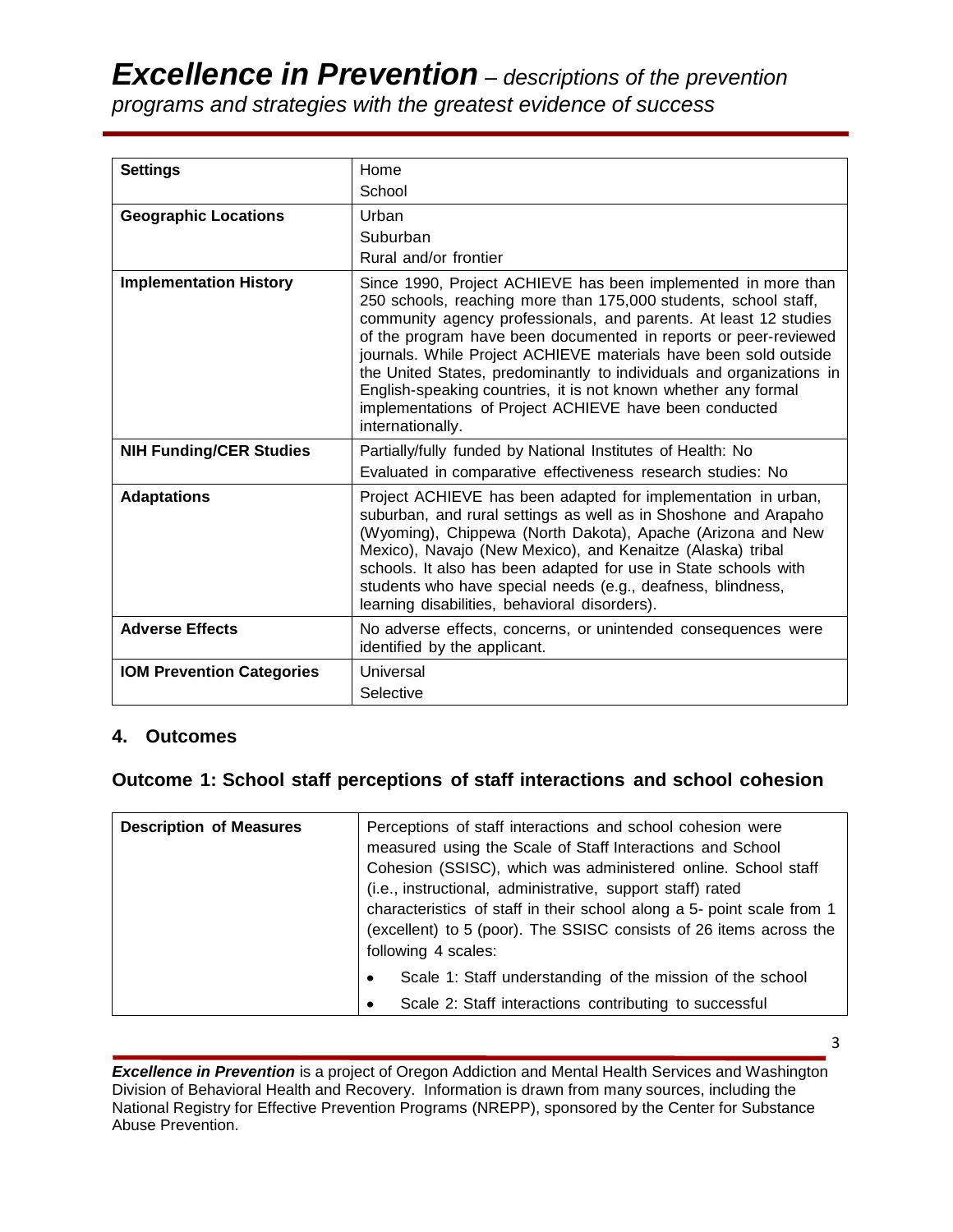| | |
|---|---|
| **Settings** | Home<br>School |
| **Geographic Locations** | Urban<br>Suburban<br>Rural and/or frontier |
| **Implementation History** | Since 1990, Project ACHIEVE has been implemented in more than 250 schools, reaching more than 175,000 students, school staff, community agency professionals, and parents. At least 12 studies of the program have been documented in reports or peer-reviewed journals. While Project ACHIEVE materials have been sold outside the United States, predominantly to individuals and organizations in English-speaking countries, it is not known whether any formal implementations of Project ACHIEVE have been conducted internationally. |
| **NIH Funding/CER Studies** | Partially/fully funded by National Institutes of Health: No<br>Evaluated in comparative effectiveness research studies: No |
| **Adaptations** | Project ACHIEVE has been adapted for implementation in urban, suburban, and rural settings as well as in Shoshone and Arapaho (Wyoming), Chippewa (North Dakota), Apache (Arizona and New Mexico), Navajo (New Mexico), and Kenaitze (Alaska) tribal schools. It also has been adapted for use in State schools with students who have special needs (e.g., deafness, blindness, learning disabilities, behavioral disorders). |
| **Adverse Effects** | No adverse effects, concerns, or unintended consequences were identified by the applicant. |
| **IOM Prevention Categories** | Universal<br>Selective |

## 4. Outcomes

### Outcome 1: School staff perceptions of staff interactions and school cohesion

| | |
|---|---|
| **Description of Measures** | Perceptions of staff interactions and school cohesion were measured using the Scale of Staff Interactions and School Cohesion (SSISC), which was administered online. School staff (i.e., instructional, administrative, support staff) rated characteristics of staff in their school along a 5- point scale from 1 (excellent) to 5 (poor). The SSISC consists of 26 items across the following 4 scales:<br>• Scale 1: Staff understanding of the mission of the school<br>• Scale 2: Staff interactions contributing to successful |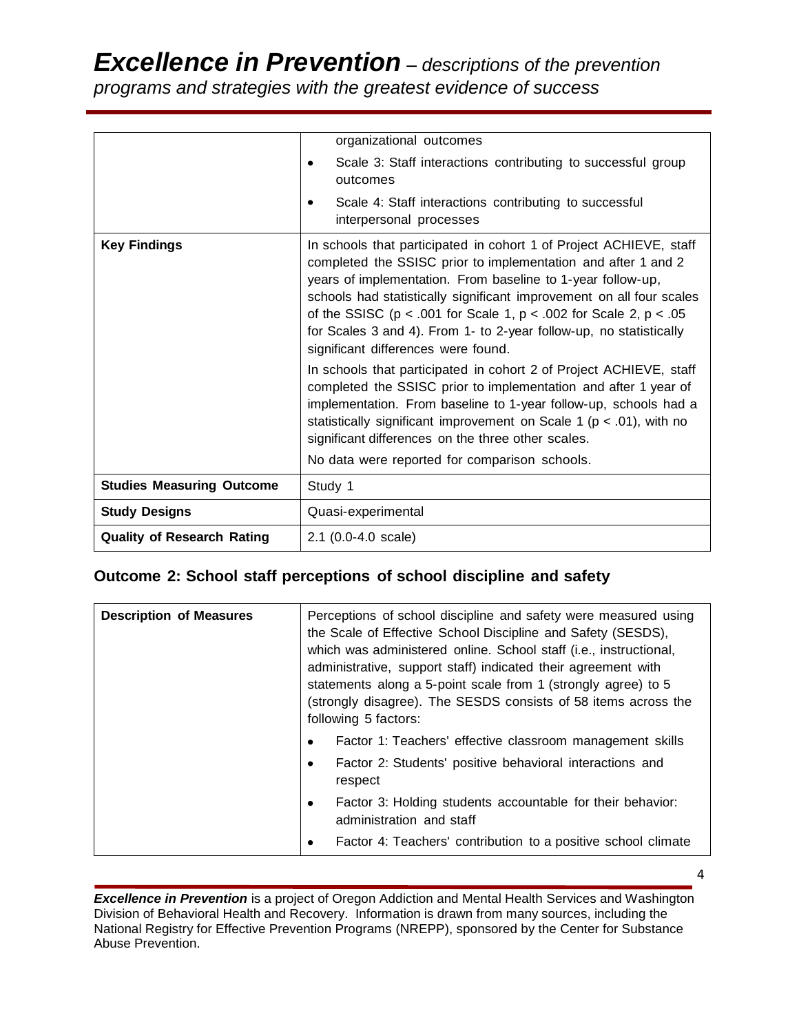| | |
|---|---|
| | organizational outcomes<br>• Scale 3: Staff interactions contributing to successful group outcomes<br>• Scale 4: Staff interactions contributing to successful interpersonal processes |
| **Key Findings** | In schools that participated in cohort 1 of Project ACHIEVE, staff completed the SSISC prior to implementation and after 1 and 2 years of implementation. From baseline to 1-year follow-up, schools had statistically significant improvement on all four scales of the SSISC ($p < .001$ for Scale 1, $p < .002$ for Scale 2, $p < .05$ for Scales 3 and 4). From 1- to 2-year follow-up, no statistically significant differences were found.<br><br>In schools that participated in cohort 2 of Project ACHIEVE, staff completed the SSISC prior to implementation and after 1 year of implementation. From baseline to 1-year follow-up, schools had a statistically significant improvement on Scale 1 ($p < .01$), with no significant differences on the three other scales.<br><br>No data were reported for comparison schools. |
| **Studies Measuring Outcome** | Study 1 |
| **Study Designs** | Quasi-experimental |
| **Quality of Research Rating** | 2.1 (0.0-4.0 scale) |

## Outcome 2: School staff perceptions of school discipline and safety

| | |
|---|---|
| **Description of Measures** | Perceptions of school discipline and safety were measured using the Scale of Effective School Discipline and Safety (SESDS), which was administered online. School staff (i.e., instructional, administrative, support staff) indicated their agreement with statements along a 5-point scale from 1 (strongly agree) to 5 (strongly disagree). The SESDS consists of 58 items across the following 5 factors:<br>• Factor 1: Teachers' effective classroom management skills<br>• Factor 2: Students' positive behavioral interactions and respect<br>• Factor 3: Holding students accountable for their behavior: administration and staff<br>• Factor 4: Teachers' contribution to a positive school climate |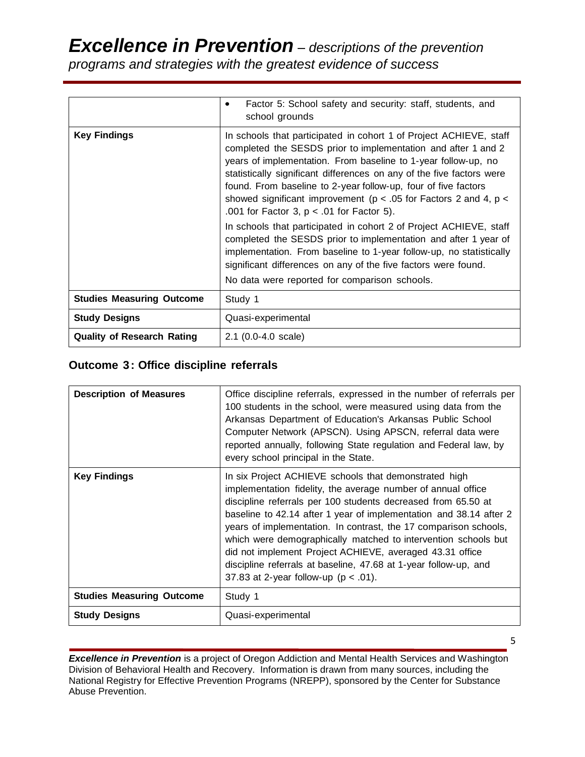|  |  |
|---|---|
|  | • Factor 5: School safety and security: staff, students, and school grounds |
| **Key Findings** | In schools that participated in cohort 1 of Project ACHIEVE, staff completed the SESDS prior to implementation and after 1 and 2 years of implementation. From baseline to 1-year follow-up, no statistically significant differences on any of the five factors were found. From baseline to 2-year follow-up, four of five factors showed significant improvement ($p < .05$ for Factors 2 and 4, $p < .001$ for Factor 3, $p < .01$ for Factor 5).<br><br>In schools that participated in cohort 2 of Project ACHIEVE, staff completed the SESDS prior to implementation and after 1 year of implementation. From baseline to 1-year follow-up, no statistically significant differences on any of the five factors were found.<br><br>No data were reported for comparison schools. |
| **Studies Measuring Outcome** | Study 1 |
| **Study Designs** | Quasi-experimental |
| **Quality of Research Rating** | 2.1 (0.0-4.0 scale) |

## Outcome 3: Office discipline referrals

|  |  |
|---|---|
| **Description of Measures** | Office discipline referrals, expressed in the number of referrals per 100 students in the school, were measured using data from the Arkansas Department of Education's Arkansas Public School Computer Network (APSCN). Using APSCN, referral data were reported annually, following State regulation and Federal law, by every school principal in the State. |
| **Key Findings** | In six Project ACHIEVE schools that demonstrated high implementation fidelity, the average number of annual office discipline referrals per 100 students decreased from 65.50 at baseline to 42.14 after 1 year of implementation and 38.14 after 2 years of implementation. In contrast, the 17 comparison schools, which were demographically matched to intervention schools but did not implement Project ACHIEVE, averaged 43.31 office discipline referrals at baseline, 47.68 at 1-year follow-up, and 37.83 at 2-year follow-up ($p < .01$). |
| **Studies Measuring Outcome** | Study 1 |
| **Study Designs** | Quasi-experimental |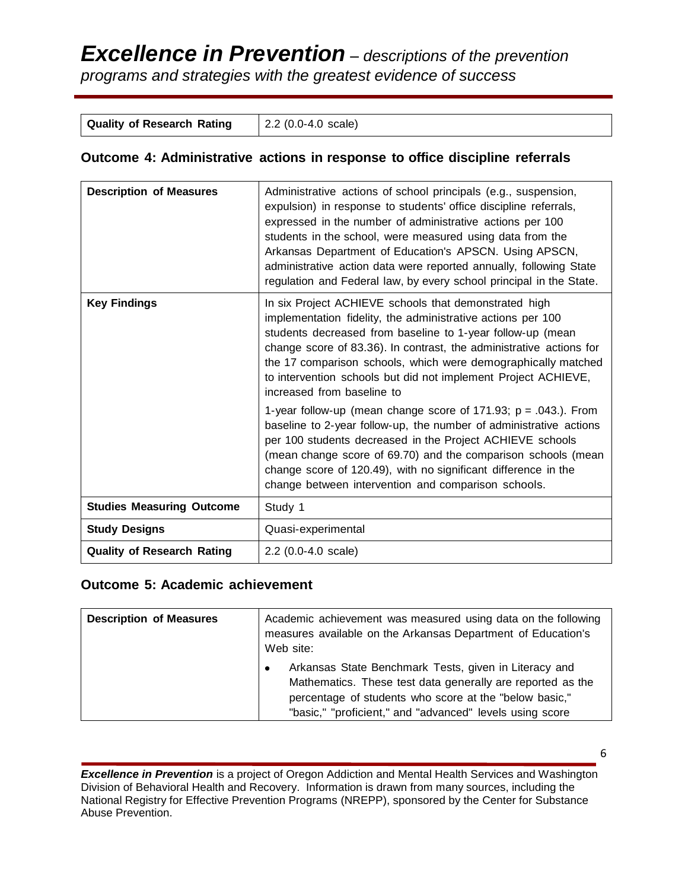| Quality of Research Rating | 2.2 (0.0-4.0 scale) |
|---|---|

### Outcome 4: Administrative actions in response to office discipline referrals

| Description of Measures | Administrative actions of school principals (e.g., suspension, expulsion) in response to students' office discipline referrals, expressed in the number of administrative actions per 100 students in the school, were measured using data from the Arkansas Department of Education's APSCN. Using APSCN, administrative action data were reported annually, following State regulation and Federal law, by every school principal in the State. |
|---|---|
| **Key Findings** | In six Project ACHIEVE schools that demonstrated high implementation fidelity, the administrative actions per 100 students decreased from baseline to 1-year follow-up (mean change score of 83.36). In contrast, the administrative actions for the 17 comparison schools, which were demographically matched to intervention schools but did not implement Project ACHIEVE, increased from baseline to 1-year follow-up (mean change score of 171.93; $p = .043$.). From baseline to 2-year follow-up, the number of administrative actions per 100 students decreased in the Project ACHIEVE schools (mean change score of 69.70) and the comparison schools (mean change score of 120.49), with no significant difference in the change between intervention and comparison schools. |
| **Studies Measuring Outcome** | Study 1 |
| **Study Designs** | Quasi-experimental |
| **Quality of Research Rating** | 2.2 (0.0-4.0 scale) |

### Outcome 5: Academic achievement

| Description of Measures | Academic achievement was measured using data on the following measures available on the Arkansas Department of Education's Web site:<br><br>• Arkansas State Benchmark Tests, given in Literacy and Mathematics. These test data generally are reported as the percentage of students who score at the "below basic," "basic," "proficient," and "advanced" levels using score |
|---|---|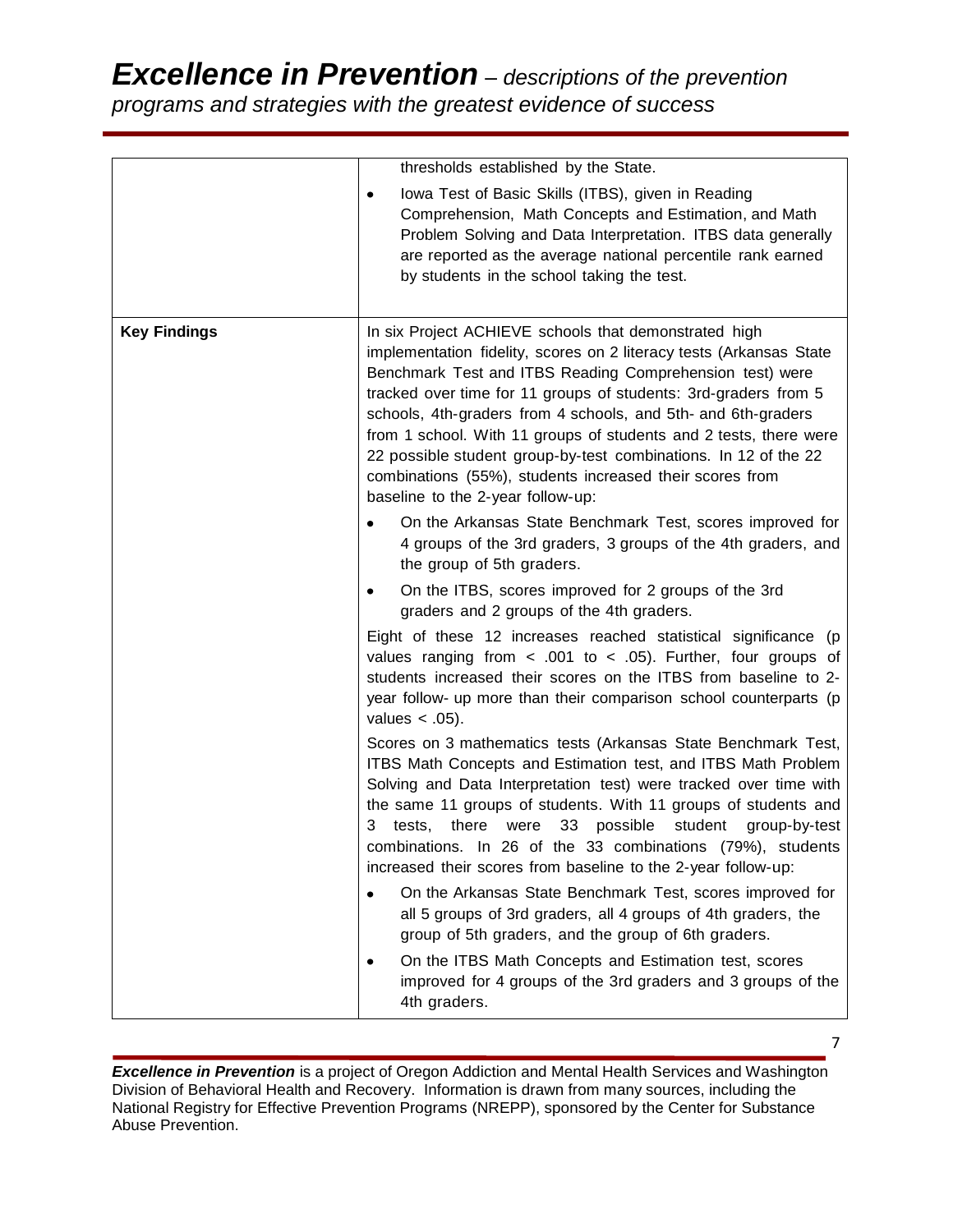| | |
|---|---|
| | thresholds established by the State.<br><br>• Iowa Test of Basic Skills (ITBS), given in Reading Comprehension, Math Concepts and Estimation, and Math Problem Solving and Data Interpretation. ITBS data generally are reported as the average national percentile rank earned by students in the school taking the test. |
| **Key Findings** | In six Project ACHIEVE schools that demonstrated high implementation fidelity, scores on 2 literacy tests (Arkansas State Benchmark Test and ITBS Reading Comprehension test) were tracked over time for 11 groups of students: 3rd-graders from 5 schools, 4th-graders from 4 schools, and 5th- and 6th-graders from 1 school. With 11 groups of students and 2 tests, there were 22 possible student group-by-test combinations. In 12 of the 22 combinations (55%), students increased their scores from baseline to the 2-year follow-up:<br><br>• On the Arkansas State Benchmark Test, scores improved for 4 groups of the 3rd graders, 3 groups of the 4th graders, and the group of 5th graders.<br><br>• On the ITBS, scores improved for 2 groups of the 3rd graders and 2 groups of the 4th graders.<br><br>Eight of these 12 increases reached statistical significance ($p$ values ranging from $< .001$ to $< .05$). Further, four groups of students increased their scores on the ITBS from baseline to 2-year follow- up more than their comparison school counterparts ($p$ values $< .05$).<br><br>Scores on 3 mathematics tests (Arkansas State Benchmark Test, ITBS Math Concepts and Estimation test, and ITBS Math Problem Solving and Data Interpretation test) were tracked over time with the same 11 groups of students. With 11 groups of students and 3 tests, there were 33 possible student group-by-test combinations. In 26 of the 33 combinations (79%), students increased their scores from baseline to the 2-year follow-up:<br><br>• On the Arkansas State Benchmark Test, scores improved for all 5 groups of 3rd graders, all 4 groups of 4th graders, the group of 5th graders, and the group of 6th graders.<br><br>• On the ITBS Math Concepts and Estimation test, scores improved for 4 groups of the 3rd graders and 3 groups of the 4th graders. |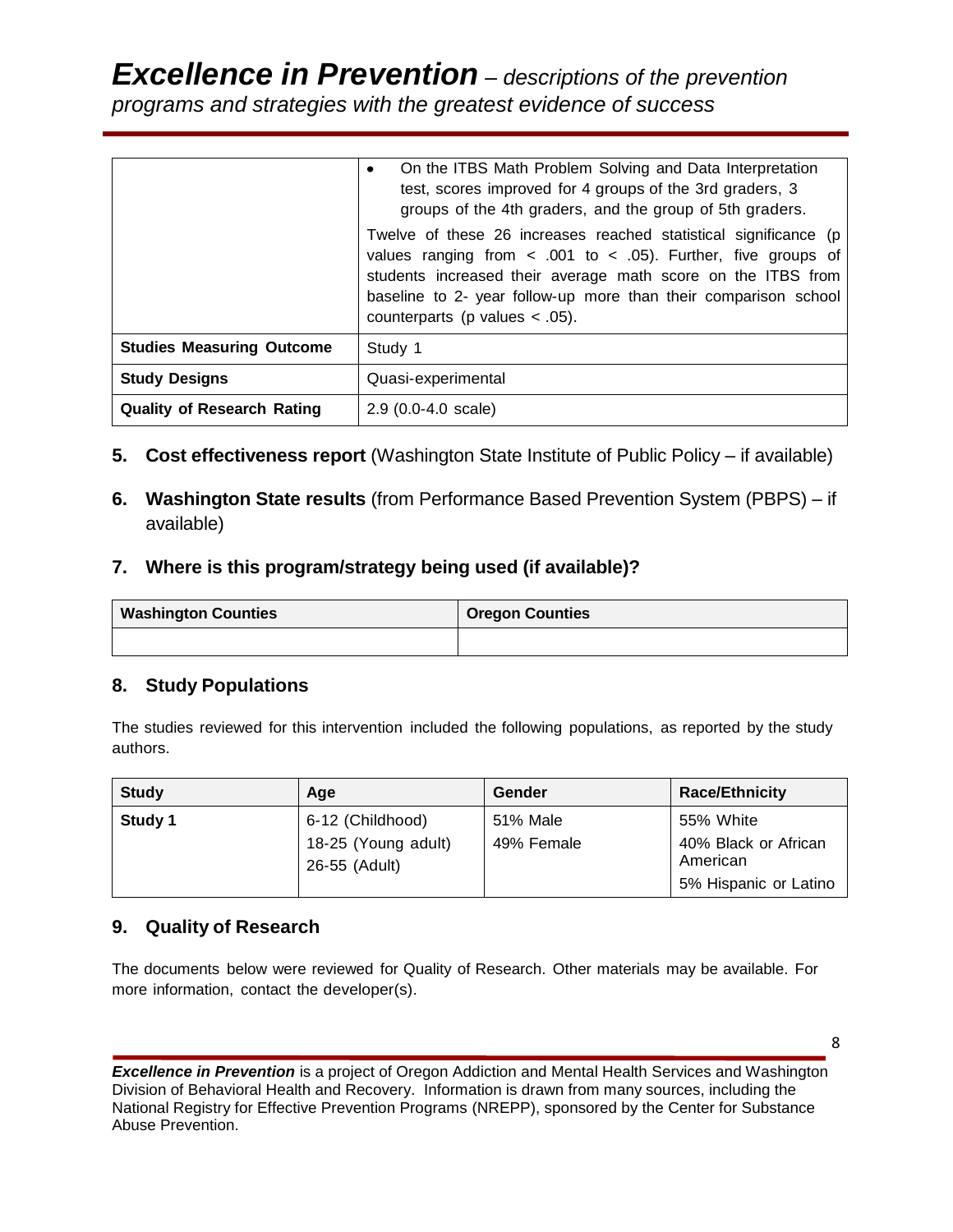| | • On the ITBS Math Problem Solving and Data Interpretation test, scores improved for 4 groups of the 3rd graders, 3 groups of the 4th graders, and the group of 5th graders. Twelve of these 26 increases reached statistical significance (p values ranging from $< .001$ to $< .05$). Further, five groups of students increased their average math score on the ITBS from baseline to 2- year follow-up more than their comparison school counterparts (p values $< .05$). |
|---|---|
| **Studies Measuring Outcome** | Study 1 |
| **Study Designs** | Quasi-experimental |
| **Quality of Research Rating** | 2.9 (0.0-4.0 scale) |

5. **Cost effectiveness report** (Washington State Institute of Public Policy – if available)

6. **Washington State results** (from Performance Based Prevention System (PBPS) – if available)

## 7. Where is this program/strategy being used (if available)?

| Washington Counties | Oregon Counties |
|---|---|
| | |

## 8. Study Populations

The studies reviewed for this intervention included the following populations, as reported by the study authors.

| Study | Age | Gender | Race/Ethnicity |
|---|---|---|---|
| **Study 1** | 6-12 (Childhood)<br>18-25 (Young adult)<br>26-55 (Adult) | 51% Male<br>49% Female | 55% White<br>40% Black or African American<br>5% Hispanic or Latino |

## 9. Quality of Research

The documents below were reviewed for Quality of Research. Other materials may be available. For more information, contact the developer(s).

***Excellence in Prevention*** is a project of Oregon Addiction and Mental Health Services and Washington Division of Behavioral Health and Recovery. Information is drawn from many sources, including the National Registry for Effective Prevention Programs (NREPP), sponsored by the Center for Substance Abuse Prevention.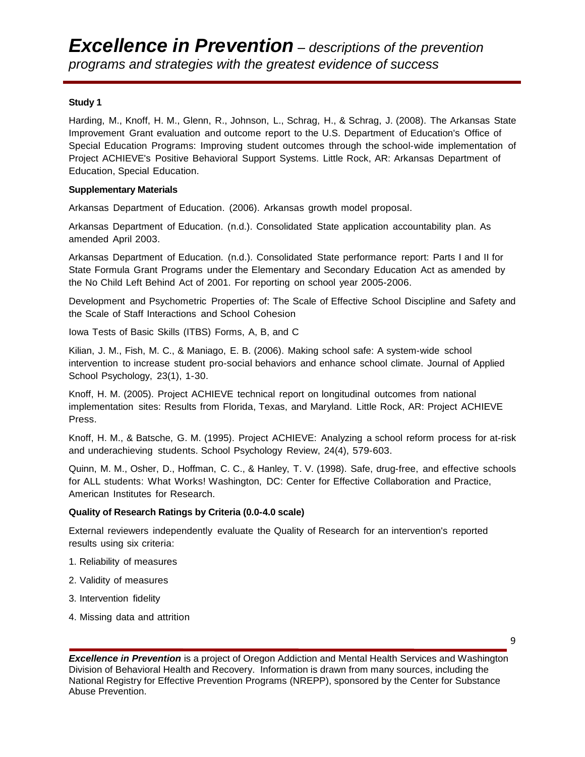**Study 1**

Harding, M., Knoff, H. M., Glenn, R., Johnson, L., Schrag, H., & Schrag, J. (2008). The Arkansas State Improvement Grant evaluation and outcome report to the U.S. Department of Education's Office of Special Education Programs: Improving student outcomes through the school-wide implementation of Project ACHIEVE's Positive Behavioral Support Systems. Little Rock, AR: Arkansas Department of Education, Special Education.

**Supplementary Materials**

Arkansas Department of Education. (2006). Arkansas growth model proposal.

Arkansas Department of Education. (n.d.). Consolidated State application accountability plan. As amended April 2003.

Arkansas Department of Education. (n.d.). Consolidated State performance report: Parts I and II for State Formula Grant Programs under the Elementary and Secondary Education Act as amended by the No Child Left Behind Act of 2001. For reporting on school year 2005-2006.

Development and Psychometric Properties of: The Scale of Effective School Discipline and Safety and the Scale of Staff Interactions and School Cohesion

Iowa Tests of Basic Skills (ITBS) Forms, A, B, and C

Kilian, J. M., Fish, M. C., & Maniago, E. B. (2006). Making school safe: A system-wide school intervention to increase student pro-social behaviors and enhance school climate. Journal of Applied School Psychology, 23(1), 1-30.

Knoff, H. M. (2005). Project ACHIEVE technical report on longitudinal outcomes from national implementation sites: Results from Florida, Texas, and Maryland. Little Rock, AR: Project ACHIEVE Press.

Knoff, H. M., & Batsche, G. M. (1995). Project ACHIEVE: Analyzing a school reform process for at-risk and underachieving students. School Psychology Review, 24(4), 579-603.

Quinn, M. M., Osher, D., Hoffman, C. C., & Hanley, T. V. (1998). Safe, drug-free, and effective schools for ALL students: What Works! Washington, DC: Center for Effective Collaboration and Practice, American Institutes for Research.

**Quality of Research Ratings by Criteria (0.0-4.0 scale)**

External reviewers independently evaluate the Quality of Research for an intervention's reported results using six criteria:

1. Reliability of measures
2. Validity of measures
3. Intervention fidelity
4. Missing data and attrition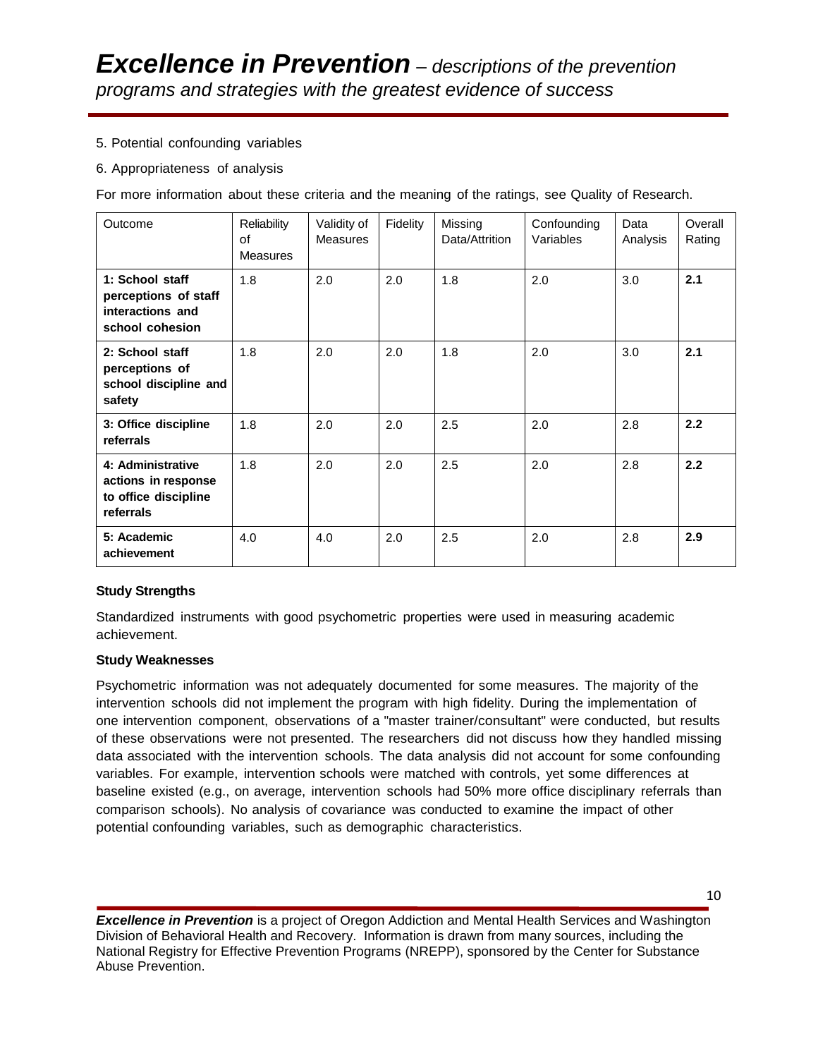5. Potential confounding variables

6. Appropriateness of analysis

For more information about these criteria and the meaning of the ratings, see Quality of Research.

| Outcome | Reliability of Measures | Validity of Measures | Fidelity | Missing Data/Attrition | Confounding Variables | Data Analysis | Overall Rating |
|---|---|---|---|---|---|---|---|
| **1: School staff perceptions of staff interactions and school cohesion** | 1.8 | 2.0 | 2.0 | 1.8 | 2.0 | 3.0 | **2.1** |
| **2: School staff perceptions of school discipline and safety** | 1.8 | 2.0 | 2.0 | 1.8 | 2.0 | 3.0 | **2.1** |
| **3: Office discipline referrals** | 1.8 | 2.0 | 2.0 | 2.5 | 2.0 | 2.8 | **2.2** |
| **4: Administrative actions in response to office discipline referrals** | 1.8 | 2.0 | 2.0 | 2.5 | 2.0 | 2.8 | **2.2** |
| **5: Academic achievement** | 4.0 | 4.0 | 2.0 | 2.5 | 2.0 | 2.8 | **2.9** |

**Study Strengths**

Standardized instruments with good psychometric properties were used in measuring academic achievement.

**Study Weaknesses**

Psychometric information was not adequately documented for some measures. The majority of the intervention schools did not implement the program with high fidelity. During the implementation of one intervention component, observations of a "master trainer/consultant" were conducted, but results of these observations were not presented. The researchers did not discuss how they handled missing data associated with the intervention schools. The data analysis did not account for some confounding variables. For example, intervention schools were matched with controls, yet some differences at baseline existed (e.g., on average, intervention schools had 50% more office disciplinary referrals than comparison schools). No analysis of covariance was conducted to examine the impact of other potential confounding variables, such as demographic characteristics.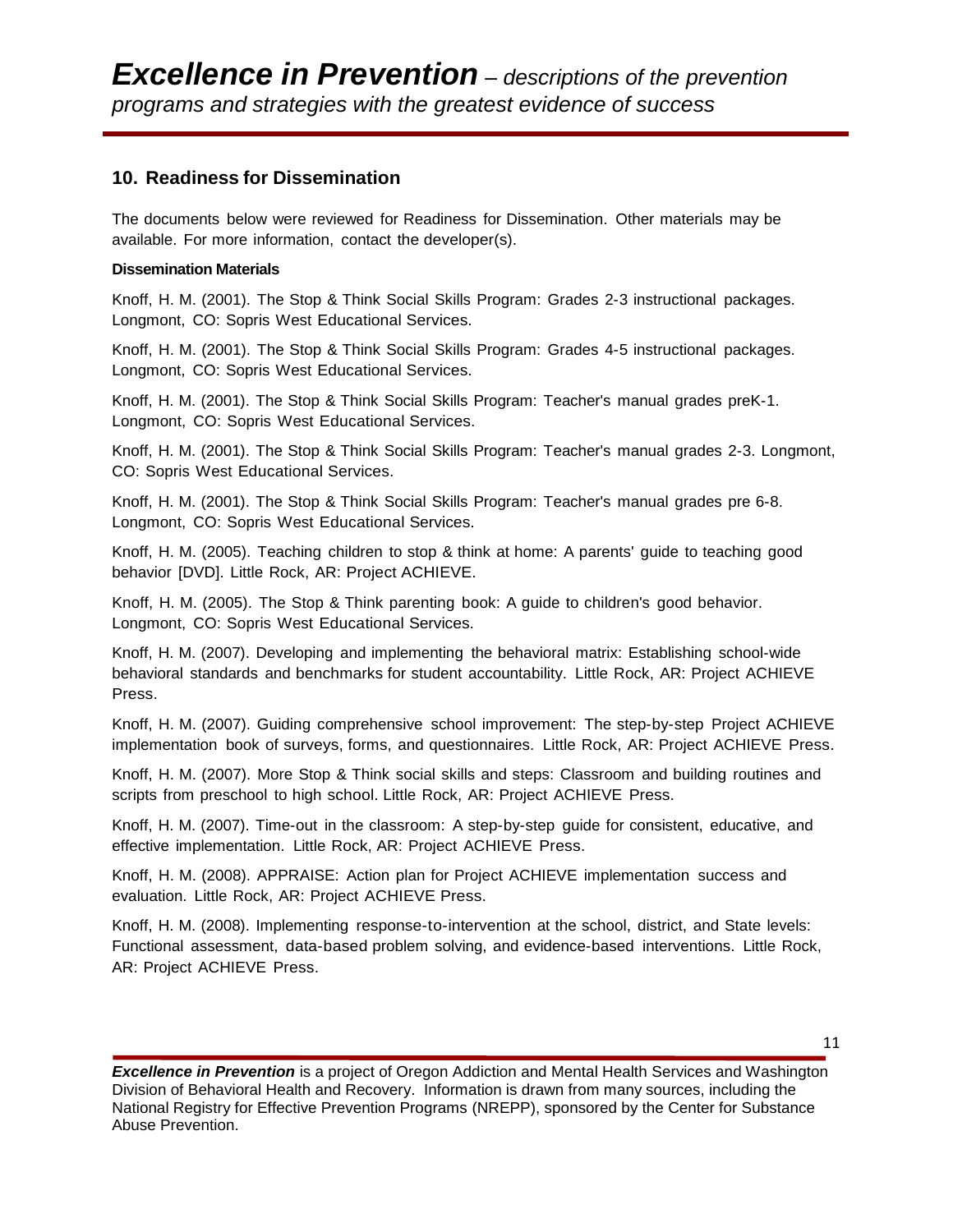## 10. Readiness for Dissemination

The documents below were reviewed for Readiness for Dissemination. Other materials may be available. For more information, contact the developer(s).

**Dissemination Materials**

Knoff, H. M. (2001). The Stop & Think Social Skills Program: Grades 2-3 instructional packages. Longmont, CO: Sopris West Educational Services.

Knoff, H. M. (2001). The Stop & Think Social Skills Program: Grades 4-5 instructional packages. Longmont, CO: Sopris West Educational Services.

Knoff, H. M. (2001). The Stop & Think Social Skills Program: Teacher's manual grades preK-1. Longmont, CO: Sopris West Educational Services.

Knoff, H. M. (2001). The Stop & Think Social Skills Program: Teacher's manual grades 2-3. Longmont, CO: Sopris West Educational Services.

Knoff, H. M. (2001). The Stop & Think Social Skills Program: Teacher's manual grades pre 6-8. Longmont, CO: Sopris West Educational Services.

Knoff, H. M. (2005). Teaching children to stop & think at home: A parents' guide to teaching good behavior [DVD]. Little Rock, AR: Project ACHIEVE.

Knoff, H. M. (2005). The Stop & Think parenting book: A guide to children's good behavior. Longmont, CO: Sopris West Educational Services.

Knoff, H. M. (2007). Developing and implementing the behavioral matrix: Establishing school-wide behavioral standards and benchmarks for student accountability. Little Rock, AR: Project ACHIEVE Press.

Knoff, H. M. (2007). Guiding comprehensive school improvement: The step-by-step Project ACHIEVE implementation book of surveys, forms, and questionnaires. Little Rock, AR: Project ACHIEVE Press.

Knoff, H. M. (2007). More Stop & Think social skills and steps: Classroom and building routines and scripts from preschool to high school. Little Rock, AR: Project ACHIEVE Press.

Knoff, H. M. (2007). Time-out in the classroom: A step-by-step guide for consistent, educative, and effective implementation. Little Rock, AR: Project ACHIEVE Press.

Knoff, H. M. (2008). APPRAISE: Action plan for Project ACHIEVE implementation success and evaluation. Little Rock, AR: Project ACHIEVE Press.

Knoff, H. M. (2008). Implementing response-to-intervention at the school, district, and State levels: Functional assessment, data-based problem solving, and evidence-based interventions. Little Rock, AR: Project ACHIEVE Press.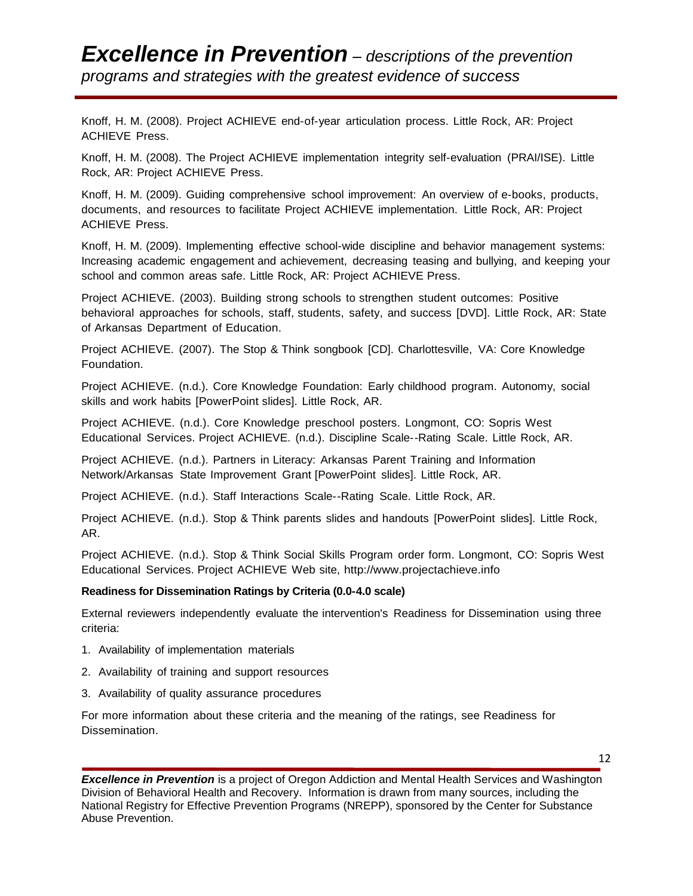Knoff, H. M. (2008). Project ACHIEVE end-of-year articulation process. Little Rock, AR: Project ACHIEVE Press.

Knoff, H. M. (2008). The Project ACHIEVE implementation integrity self-evaluation (PRAI/ISE). Little Rock, AR: Project ACHIEVE Press.

Knoff, H. M. (2009). Guiding comprehensive school improvement: An overview of e-books, products, documents, and resources to facilitate Project ACHIEVE implementation. Little Rock, AR: Project ACHIEVE Press.

Knoff, H. M. (2009). Implementing effective school-wide discipline and behavior management systems: Increasing academic engagement and achievement, decreasing teasing and bullying, and keeping your school and common areas safe. Little Rock, AR: Project ACHIEVE Press.

Project ACHIEVE. (2003). Building strong schools to strengthen student outcomes: Positive behavioral approaches for schools, staff, students, safety, and success [DVD]. Little Rock, AR: State of Arkansas Department of Education.

Project ACHIEVE. (2007). The Stop & Think songbook [CD]. Charlottesville, VA: Core Knowledge Foundation.

Project ACHIEVE. (n.d.). Core Knowledge Foundation: Early childhood program. Autonomy, social skills and work habits [PowerPoint slides]. Little Rock, AR.

Project ACHIEVE. (n.d.). Core Knowledge preschool posters. Longmont, CO: Sopris West Educational Services. Project ACHIEVE. (n.d.). Discipline Scale--Rating Scale. Little Rock, AR.

Project ACHIEVE. (n.d.). Partners in Literacy: Arkansas Parent Training and Information Network/Arkansas State Improvement Grant [PowerPoint slides]. Little Rock, AR.

Project ACHIEVE. (n.d.). Staff Interactions Scale--Rating Scale. Little Rock, AR.

Project ACHIEVE. (n.d.). Stop & Think parents slides and handouts [PowerPoint slides]. Little Rock, AR.

Project ACHIEVE. (n.d.). Stop & Think Social Skills Program order form. Longmont, CO: Sopris West Educational Services. Project ACHIEVE Web site, http://www.projectachieve.info

**Readiness for Dissemination Ratings by Criteria (0.0-4.0 scale)**

External reviewers independently evaluate the intervention's Readiness for Dissemination using three criteria:

1. Availability of implementation materials
2. Availability of training and support resources
3. Availability of quality assurance procedures

For more information about these criteria and the meaning of the ratings, see Readiness for Dissemination.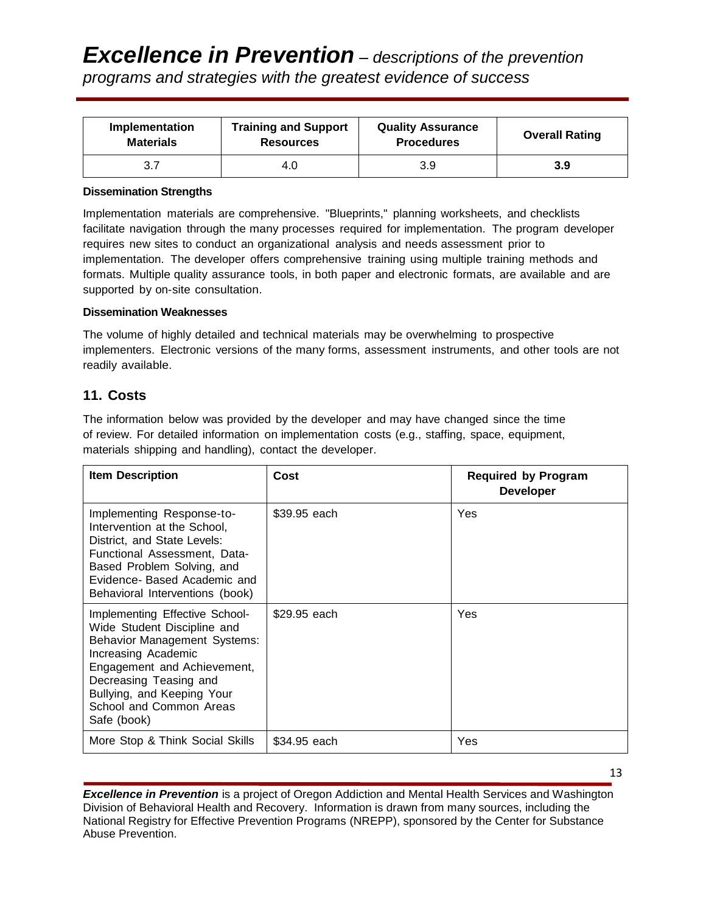| Implementation Materials | Training and Support Resources | Quality Assurance Procedures | Overall Rating |
|---|---|---|---|
| 3.7 | 4.0 | 3.9 | **3.9** |

**Dissemination Strengths**

Implementation materials are comprehensive. "Blueprints," planning worksheets, and checklists facilitate navigation through the many processes required for implementation. The program developer requires new sites to conduct an organizational analysis and needs assessment prior to implementation. The developer offers comprehensive training using multiple training methods and formats. Multiple quality assurance tools, in both paper and electronic formats, are available and are supported by on-site consultation.

**Dissemination Weaknesses**

The volume of highly detailed and technical materials may be overwhelming to prospective implementers. Electronic versions of the many forms, assessment instruments, and other tools are not readily available.

## 11. Costs

The information below was provided by the developer and may have changed since the time of review. For detailed information on implementation costs (e.g., staffing, space, equipment, materials shipping and handling), contact the developer.

| Item Description | Cost | Required by Program Developer |
|---|---|---|
| Implementing Response-to-Intervention at the School, District, and State Levels: Functional Assessment, Data-Based Problem Solving, and Evidence- Based Academic and Behavioral Interventions (book) | $39.95 each | Yes |
| Implementing Effective School-Wide Student Discipline and Behavior Management Systems: Increasing Academic Engagement and Achievement, Decreasing Teasing and Bullying, and Keeping Your School and Common Areas Safe (book) | $29.95 each | Yes |
| More Stop & Think Social Skills | $34.95 each | Yes |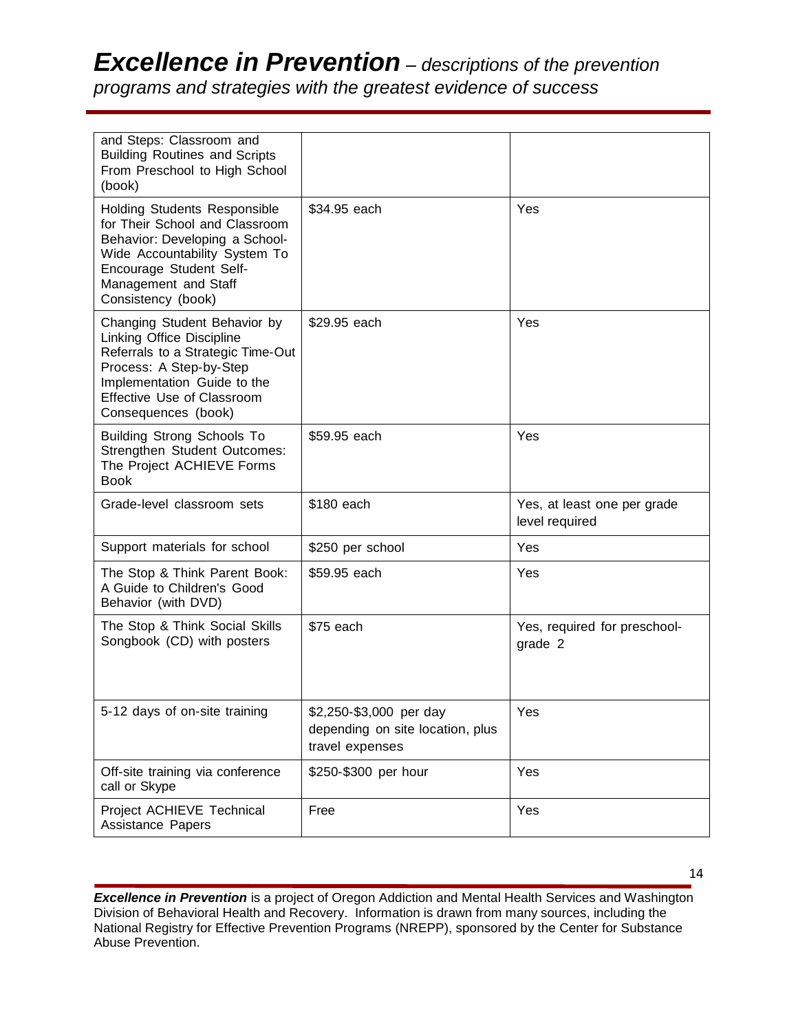| | | |
|---|---|---|
| and Steps: Classroom and Building Routines and Scripts From Preschool to High School (book) | | |
| Holding Students Responsible for Their School and Classroom Behavior: Developing a School-Wide Accountability System To Encourage Student Self-Management and Staff Consistency (book) | $34.95 each | Yes |
| Changing Student Behavior by Linking Office Discipline Referrals to a Strategic Time-Out Process: A Step-by-Step Implementation Guide to the Effective Use of Classroom Consequences (book) | $29.95 each | Yes |
| Building Strong Schools To Strengthen Student Outcomes: The Project ACHIEVE Forms Book | $59.95 each | Yes |
| Grade-level classroom sets | $180 each | Yes, at least one per grade level required |
| Support materials for school | $250 per school | Yes |
| The Stop & Think Parent Book: A Guide to Children's Good Behavior (with DVD) | $59.95 each | Yes |
| The Stop & Think Social Skills Songbook (CD) with posters | $75 each | Yes, required for preschool-grade 2 |
| 5-12 days of on-site training | $2,250-$3,000 per day depending on site location, plus travel expenses | Yes |
| Off-site training via conference call or Skype | $250-$300 per hour | Yes |
| Project ACHIEVE Technical Assistance Papers | Free | Yes |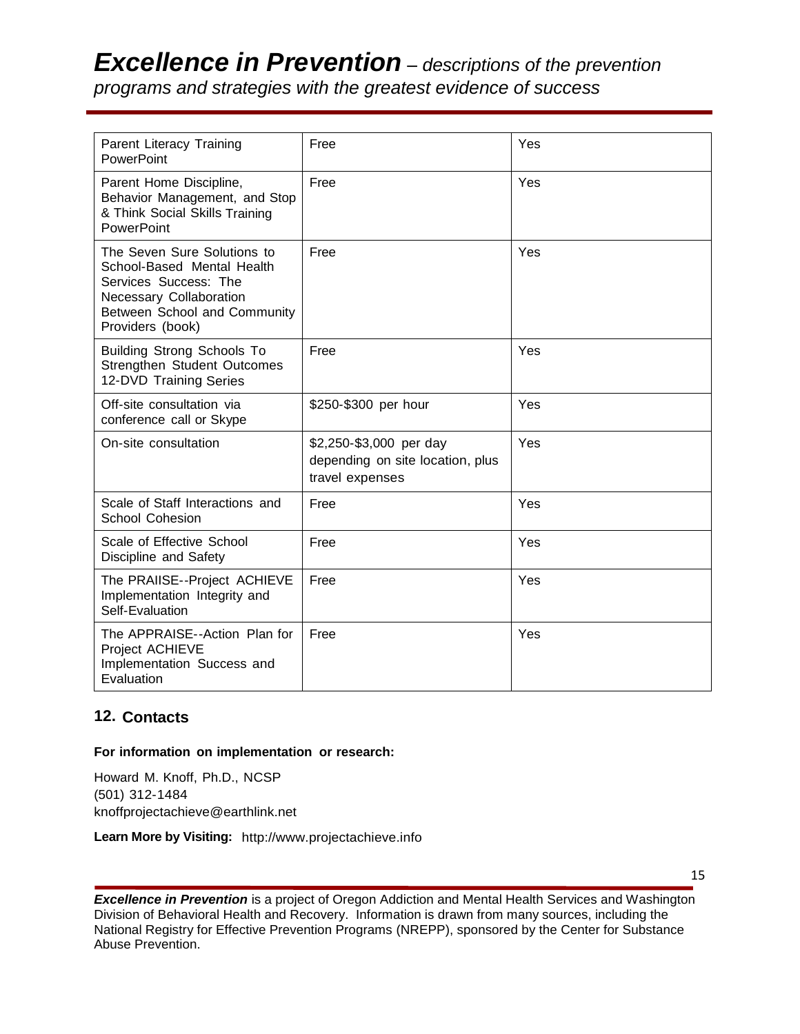| | | |
|---|---|---|
| Parent Literacy Training PowerPoint | Free | Yes |
| Parent Home Discipline, Behavior Management, and Stop & Think Social Skills Training PowerPoint | Free | Yes |
| The Seven Sure Solutions to School-Based Mental Health Services Success: The Necessary Collaboration Between School and Community Providers (book) | Free | Yes |
| Building Strong Schools To Strengthen Student Outcomes 12-DVD Training Series | Free | Yes |
| Off-site consultation via conference call or Skype | $250-$300 per hour | Yes |
| On-site consultation | $2,250-$3,000 per day depending on site location, plus travel expenses | Yes |
| Scale of Staff Interactions and School Cohesion | Free | Yes |
| Scale of Effective School Discipline and Safety | Free | Yes |
| The PRAIISE--Project ACHIEVE Implementation Integrity and Self-Evaluation | Free | Yes |
| The APPRAISE--Action Plan for Project ACHIEVE Implementation Success and Evaluation | Free | Yes |

## 12. Contacts

**For information on implementation or research:**

Howard M. Knoff, Ph.D., NCSP
(501) 312-1484
knoffprojectachieve@earthlink.net

**Learn More by Visiting:** http://www.projectachieve.info

***Excellence in Prevention*** is a project of Oregon Addiction and Mental Health Services and Washington Division of Behavioral Health and Recovery. Information is drawn from many sources, including the National Registry for Effective Prevention Programs (NREPP), sponsored by the Center for Substance Abuse Prevention.